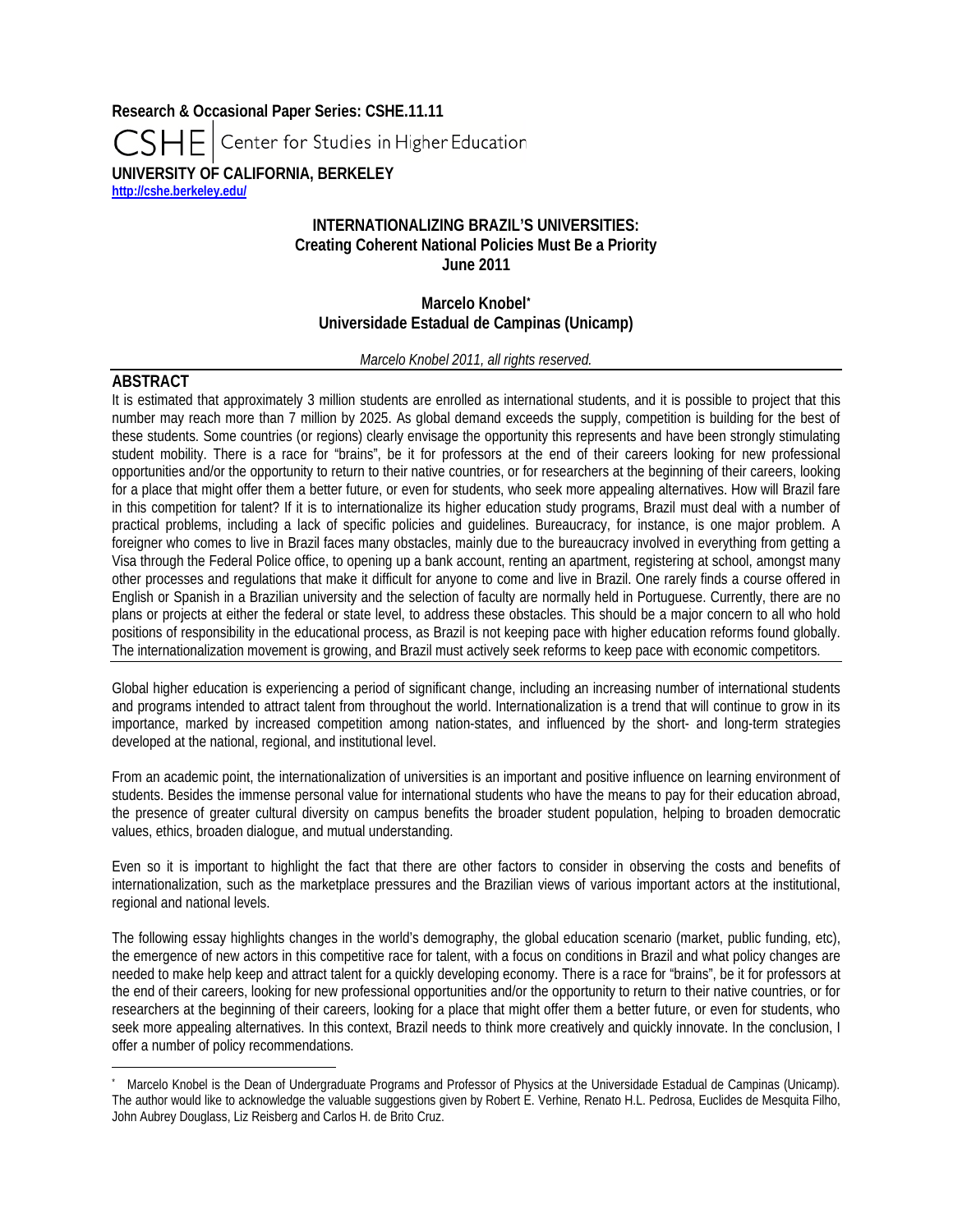**Research & Occasional Paper Series: CSHE.11.11**

CSHE | Center for Studies in Higher Education

**UNIVERSITY OF CALIFORNIA, BERKELEY**

**http://cshe.berkeley.edu/**

# INTERNATIONALIZING BRAZIL'S UNIVERSITIES: Creating Coherent National Policies Must Be a Priority

**June 2011**

**Marcelo Knobel***

**Universidade Estadual de Campinas (Unicamp)**

*Marcelo Knobel 2011, all rights reserved.*

## ABSTRACT

It is estimated that approximately 3 million students are enrolled as international students, and it is possible to project that this number may reach more than 7 million by 2025. As global demand exceeds the supply, competition is building for the best of these students. Some countries (or regions) clearly envisage the opportunity this represents and have been strongly stimulating student mobility. There is a race for "brains", be it for professors at the end of their careers looking for new professional opportunities and/or the opportunity to return to their native countries, or for researchers at the beginning of their careers, looking for a place that might offer them a better future, or even for students, who seek more appealing alternatives. How will Brazil fare in this competition for talent? If it is to internationalize its higher education study programs, Brazil must deal with a number of practical problems, including a lack of specific policies and guidelines. Bureaucracy, for instance, is one major problem. A foreigner who comes to live in Brazil faces many obstacles, mainly due to the bureaucracy involved in everything from getting a Visa through the Federal Police office, to opening up a bank account, renting an apartment, registering at school, amongst many other processes and regulations that make it difficult for anyone to come and live in Brazil. One rarely finds a course offered in English or Spanish in a Brazilian university and the selection of faculty are normally held in Portuguese. Currently, there are no plans or projects at either the federal or state level, to address these obstacles. This should be a major concern to all who hold positions of responsibility in the educational process, as Brazil is not keeping pace with higher education reforms found globally. The internationalization movement is growing, and Brazil must actively seek reforms to keep pace with economic competitors.

Global higher education is experiencing a period of significant change, including an increasing number of international students and programs intended to attract talent from throughout the world. Internationalization is a trend that will continue to grow in its importance, marked by increased competition among nation-states, and influenced by the short- and long-term strategies developed at the national, regional, and institutional level.

From an academic point, the internationalization of universities is an important and positive influence on learning environment of students. Besides the immense personal value for international students who have the means to pay for their education abroad, the presence of greater cultural diversity on campus benefits the broader student population, helping to broaden democratic values, ethics, broaden dialogue, and mutual understanding.

Even so it is important to highlight the fact that there are other factors to consider in observing the costs and benefits of internationalization, such as the marketplace pressures and the Brazilian views of various important actors at the institutional, regional and national levels.

The following essay highlights changes in the world's demography, the global education scenario (market, public funding, etc), the emergence of new actors in this competitive race for talent, with a focus on conditions in Brazil and what policy changes are needed to make help keep and attract talent for a quickly developing economy. There is a race for "brains", be it for professors at the end of their careers, looking for new professional opportunities and/or the opportunity to return to their native countries, or for researchers at the beginning of their careers, looking for a place that might offer them a better future, or even for students, who seek more appealing alternatives. In this context, Brazil needs to think more creatively and quickly innovate. In the conclusion, I offer a number of policy recommendations.

---

* Marcelo Knobel is the Dean of Undergraduate Programs and Professor of Physics at the Universidade Estadual de Campinas (Unicamp). The author would like to acknowledge the valuable suggestions given by Robert E. Verhine, Renato H.L. Pedrosa, Euclides de Mesquita Filho, John Aubrey Douglass, Liz Reisberg and Carlos H. de Brito Cruz.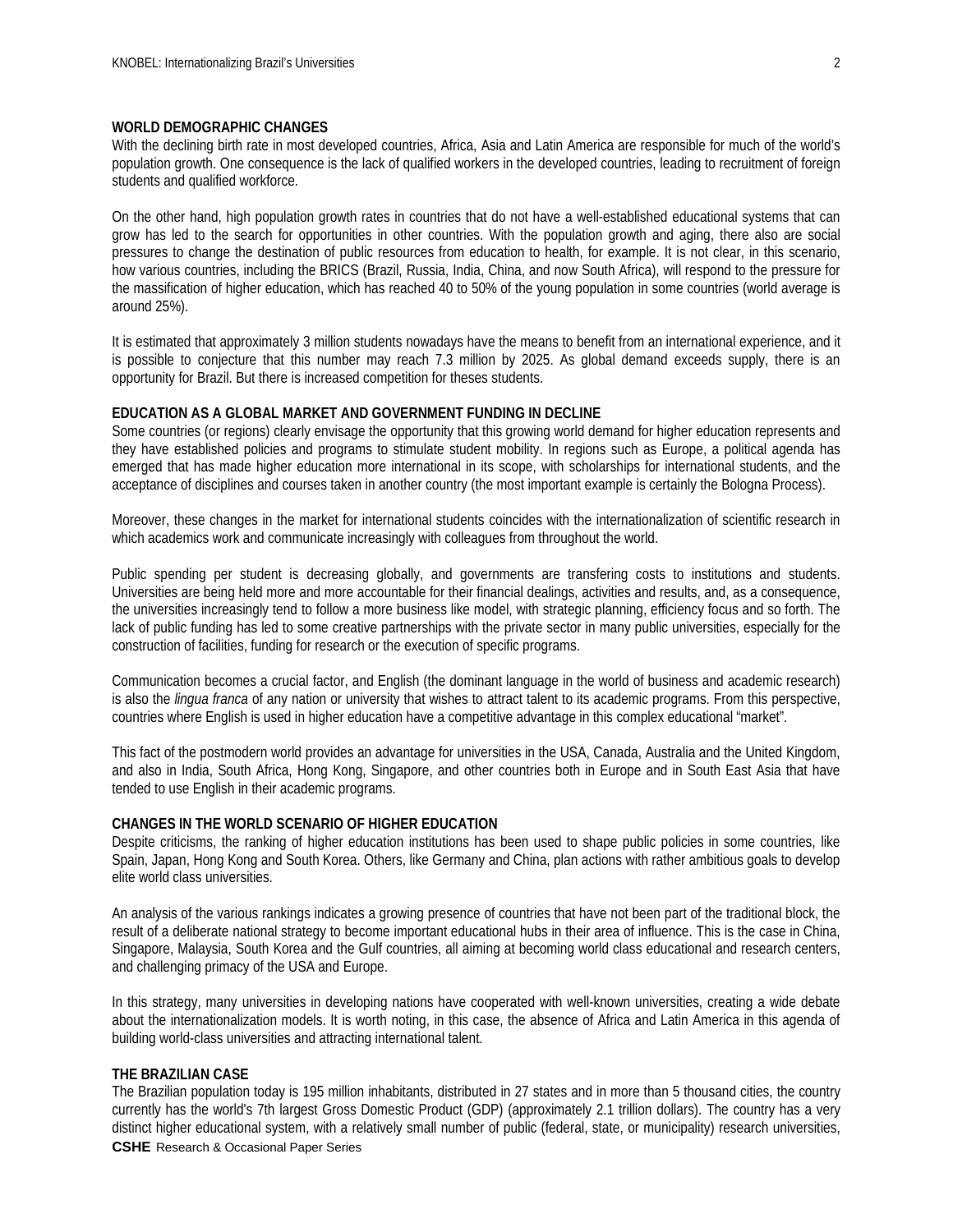## WORLD DEMOGRAPHIC CHANGES

With the declining birth rate in most developed countries, Africa, Asia and Latin America are responsible for much of the world's population growth. One consequence is the lack of qualified workers in the developed countries, leading to recruitment of foreign students and qualified workforce.

On the other hand, high population growth rates in countries that do not have a well-established educational systems that can grow has led to the search for opportunities in other countries. With the population growth and aging, there also are social pressures to change the destination of public resources from education to health, for example. It is not clear, in this scenario, how various countries, including the BRICS (Brazil, Russia, India, China, and now South Africa), will respond to the pressure for the massification of higher education, which has reached 40 to 50% of the young population in some countries (world average is around 25%).

It is estimated that approximately 3 million students nowadays have the means to benefit from an international experience, and it is possible to conjecture that this number may reach 7.3 million by 2025. As global demand exceeds supply, there is an opportunity for Brazil. But there is increased competition for theses students.

## EDUCATION AS A GLOBAL MARKET AND GOVERNMENT FUNDING IN DECLINE

Some countries (or regions) clearly envisage the opportunity that this growing world demand for higher education represents and they have established policies and programs to stimulate student mobility. In regions such as Europe, a political agenda has emerged that has made higher education more international in its scope, with scholarships for international students, and the acceptance of disciplines and courses taken in another country (the most important example is certainly the Bologna Process).

Moreover, these changes in the market for international students coincides with the internationalization of scientific research in which academics work and communicate increasingly with colleagues from throughout the world.

Public spending per student is decreasing globally, and governments are transfering costs to institutions and students. Universities are being held more and more accountable for their financial dealings, activities and results, and, as a consequence, the universities increasingly tend to follow a more business like model, with strategic planning, efficiency focus and so forth. The lack of public funding has led to some creative partnerships with the private sector in many public universities, especially for the construction of facilities, funding for research or the execution of specific programs.

Communication becomes a crucial factor, and English (the dominant language in the world of business and academic research) is also the *lingua franca* of any nation or university that wishes to attract talent to its academic programs. From this perspective, countries where English is used in higher education have a competitive advantage in this complex educational "market".

This fact of the postmodern world provides an advantage for universities in the USA, Canada, Australia and the United Kingdom, and also in India, South Africa, Hong Kong, Singapore, and other countries both in Europe and in South East Asia that have tended to use English in their academic programs.

## CHANGES IN THE WORLD SCENARIO OF HIGHER EDUCATION

Despite criticisms, the ranking of higher education institutions has been used to shape public policies in some countries, like Spain, Japan, Hong Kong and South Korea. Others, like Germany and China, plan actions with rather ambitious goals to develop elite world class universities.

An analysis of the various rankings indicates a growing presence of countries that have not been part of the traditional block, the result of a deliberate national strategy to become important educational hubs in their area of influence. This is the case in China, Singapore, Malaysia, South Korea and the Gulf countries, all aiming at becoming world class educational and research centers, and challenging primacy of the USA and Europe.

In this strategy, many universities in developing nations have cooperated with well-known universities, creating a wide debate about the internationalization models. It is worth noting, in this case, the absence of Africa and Latin America in this agenda of building world-class universities and attracting international talent.

## THE BRAZILIAN CASE

The Brazilian population today is 195 million inhabitants, distributed in 27 states and in more than 5 thousand cities, the country currently has the world's 7th largest Gross Domestic Product (GDP) (approximately 2.1 trillion dollars). The country has a very distinct higher educational system, with a relatively small number of public (federal, state, or municipality) research universities,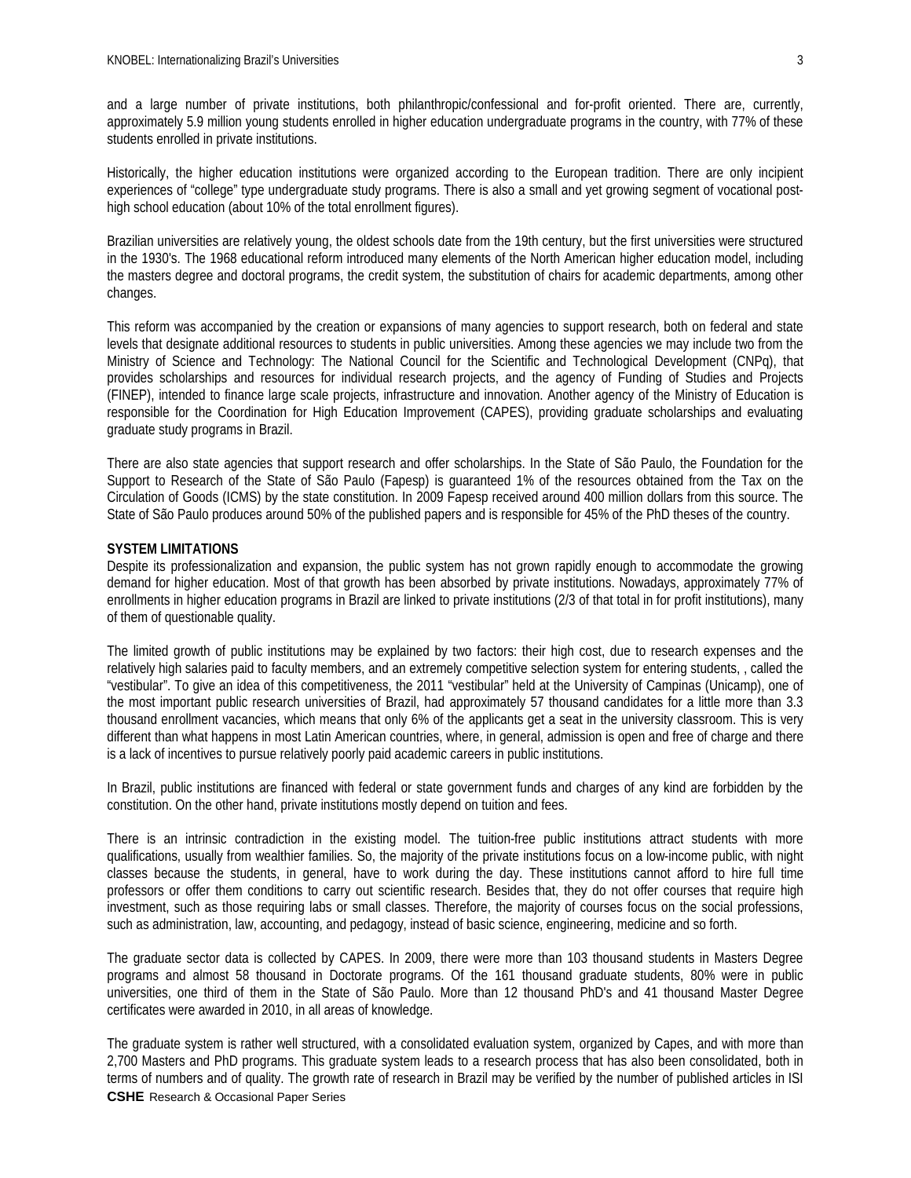and a large number of private institutions, both philanthropic/confessional and for-profit oriented. There are, currently, approximately 5.9 million young students enrolled in higher education undergraduate programs in the country, with 77% of these students enrolled in private institutions.

Historically, the higher education institutions were organized according to the European tradition. There are only incipient experiences of "college" type undergraduate study programs. There is also a small and yet growing segment of vocational post-high school education (about 10% of the total enrollment figures).

Brazilian universities are relatively young, the oldest schools date from the 19th century, but the first universities were structured in the 1930's. The 1968 educational reform introduced many elements of the North American higher education model, including the masters degree and doctoral programs, the credit system, the substitution of chairs for academic departments, among other changes.

This reform was accompanied by the creation or expansions of many agencies to support research, both on federal and state levels that designate additional resources to students in public universities. Among these agencies we may include two from the Ministry of Science and Technology: The National Council for the Scientific and Technological Development (CNPq), that provides scholarships and resources for individual research projects, and the agency of Funding of Studies and Projects (FINEP), intended to finance large scale projects, infrastructure and innovation. Another agency of the Ministry of Education is responsible for the Coordination for High Education Improvement (CAPES), providing graduate scholarships and evaluating graduate study programs in Brazil.

There are also state agencies that support research and offer scholarships. In the State of São Paulo, the Foundation for the Support to Research of the State of São Paulo (Fapesp) is guaranteed 1% of the resources obtained from the Tax on the Circulation of Goods (ICMS) by the state constitution. In 2009 Fapesp received around 400 million dollars from this source. The State of São Paulo produces around 50% of the published papers and is responsible for 45% of the PhD theses of the country.

**SYSTEM LIMITATIONS**

Despite its professionalization and expansion, the public system has not grown rapidly enough to accommodate the growing demand for higher education. Most of that growth has been absorbed by private institutions. Nowadays, approximately 77% of enrollments in higher education programs in Brazil are linked to private institutions (2/3 of that total in for profit institutions), many of them of questionable quality.

The limited growth of public institutions may be explained by two factors: their high cost, due to research expenses and the relatively high salaries paid to faculty members, and an extremely competitive selection system for entering students, , called the "vestibular". To give an idea of this competitiveness, the 2011 "vestibular" held at the University of Campinas (Unicamp), one of the most important public research universities of Brazil, had approximately 57 thousand candidates for a little more than 3.3 thousand enrollment vacancies, which means that only 6% of the applicants get a seat in the university classroom. This is very different than what happens in most Latin American countries, where, in general, admission is open and free of charge and there is a lack of incentives to pursue relatively poorly paid academic careers in public institutions.

In Brazil, public institutions are financed with federal or state government funds and charges of any kind are forbidden by the constitution. On the other hand, private institutions mostly depend on tuition and fees.

There is an intrinsic contradiction in the existing model. The tuition-free public institutions attract students with more qualifications, usually from wealthier families. So, the majority of the private institutions focus on a low-income public, with night classes because the students, in general, have to work during the day. These institutions cannot afford to hire full time professors or offer them conditions to carry out scientific research. Besides that, they do not offer courses that require high investment, such as those requiring labs or small classes. Therefore, the majority of courses focus on the social professions, such as administration, law, accounting, and pedagogy, instead of basic science, engineering, medicine and so forth.

The graduate sector data is collected by CAPES. In 2009, there were more than 103 thousand students in Masters Degree programs and almost 58 thousand in Doctorate programs. Of the 161 thousand graduate students, 80% were in public universities, one third of them in the State of São Paulo. More than 12 thousand PhD's and 41 thousand Master Degree certificates were awarded in 2010, in all areas of knowledge.

The graduate system is rather well structured, with a consolidated evaluation system, organized by Capes, and with more than 2,700 Masters and PhD programs. This graduate system leads to a research process that has also been consolidated, both in terms of numbers and of quality. The growth rate of research in Brazil may be verified by the number of published articles in ISI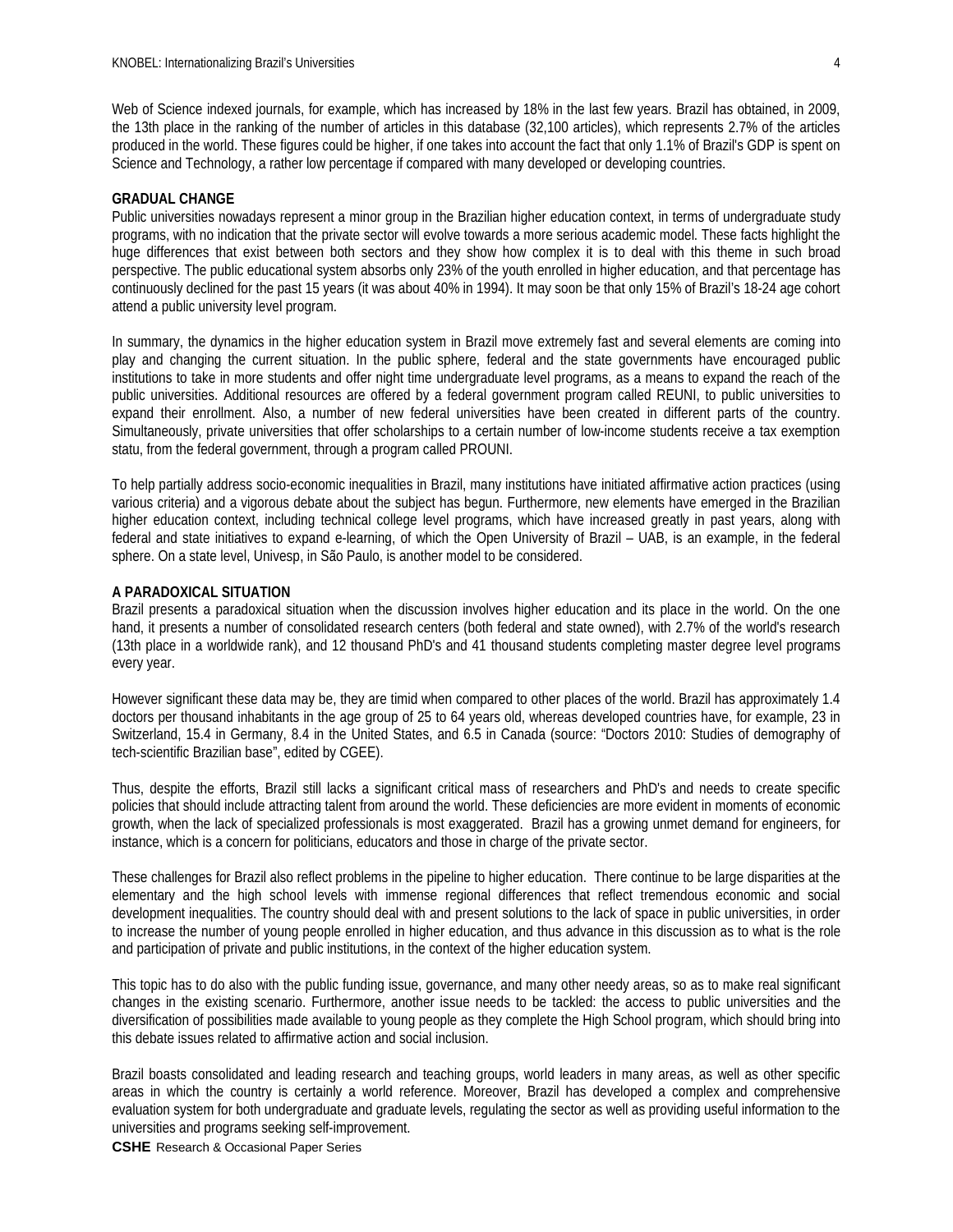Web of Science indexed journals, for example, which has increased by 18% in the last few years. Brazil has obtained, in 2009, the 13th place in the ranking of the number of articles in this database (32,100 articles), which represents 2.7% of the articles produced in the world. These figures could be higher, if one takes into account the fact that only 1.1% of Brazil's GDP is spent on Science and Technology, a rather low percentage if compared with many developed or developing countries.

**GRADUAL CHANGE**

Public universities nowadays represent a minor group in the Brazilian higher education context, in terms of undergraduate study programs, with no indication that the private sector will evolve towards a more serious academic model. These facts highlight the huge differences that exist between both sectors and they show how complex it is to deal with this theme in such broad perspective. The public educational system absorbs only 23% of the youth enrolled in higher education, and that percentage has continuously declined for the past 15 years (it was about 40% in 1994). It may soon be that only 15% of Brazil's 18-24 age cohort attend a public university level program.

In summary, the dynamics in the higher education system in Brazil move extremely fast and several elements are coming into play and changing the current situation. In the public sphere, federal and the state governments have encouraged public institutions to take in more students and offer night time undergraduate level programs, as a means to expand the reach of the public universities. Additional resources are offered by a federal government program called REUNI, to public universities to expand their enrollment. Also, a number of new federal universities have been created in different parts of the country. Simultaneously, private universities that offer scholarships to a certain number of low-income students receive a tax exemption statu, from the federal government, through a program called PROUNI.

To help partially address socio-economic inequalities in Brazil, many institutions have initiated affirmative action practices (using various criteria) and a vigorous debate about the subject has begun. Furthermore, new elements have emerged in the Brazilian higher education context, including technical college level programs, which have increased greatly in past years, along with federal and state initiatives to expand e-learning, of which the Open University of Brazil – UAB, is an example, in the federal sphere. On a state level, Univesp, in São Paulo, is another model to be considered.

**A PARADOXICAL SITUATION**

Brazil presents a paradoxical situation when the discussion involves higher education and its place in the world. On the one hand, it presents a number of consolidated research centers (both federal and state owned), with 2.7% of the world's research (13th place in a worldwide rank), and 12 thousand PhD's and 41 thousand students completing master degree level programs every year.

However significant these data may be, they are timid when compared to other places of the world. Brazil has approximately 1.4 doctors per thousand inhabitants in the age group of 25 to 64 years old, whereas developed countries have, for example, 23 in Switzerland, 15.4 in Germany, 8.4 in the United States, and 6.5 in Canada (source: "Doctors 2010: Studies of demography of tech-scientific Brazilian base", edited by CGEE).

Thus, despite the efforts, Brazil still lacks a significant critical mass of researchers and PhD's and needs to create specific policies that should include attracting talent from around the world. These deficiencies are more evident in moments of economic growth, when the lack of specialized professionals is most exaggerated. Brazil has a growing unmet demand for engineers, for instance, which is a concern for politicians, educators and those in charge of the private sector.

These challenges for Brazil also reflect problems in the pipeline to higher education. There continue to be large disparities at the elementary and the high school levels with immense regional differences that reflect tremendous economic and social development inequalities. The country should deal with and present solutions to the lack of space in public universities, in order to increase the number of young people enrolled in higher education, and thus advance in this discussion as to what is the role and participation of private and public institutions, in the context of the higher education system.

This topic has to do also with the public funding issue, governance, and many other needy areas, so as to make real significant changes in the existing scenario. Furthermore, another issue needs to be tackled: the access to public universities and the diversification of possibilities made available to young people as they complete the High School program, which should bring into this debate issues related to affirmative action and social inclusion.

Brazil boasts consolidated and leading research and teaching groups, world leaders in many areas, as well as other specific areas in which the country is certainly a world reference. Moreover, Brazil has developed a complex and comprehensive evaluation system for both undergraduate and graduate levels, regulating the sector as well as providing useful information to the universities and programs seeking self-improvement.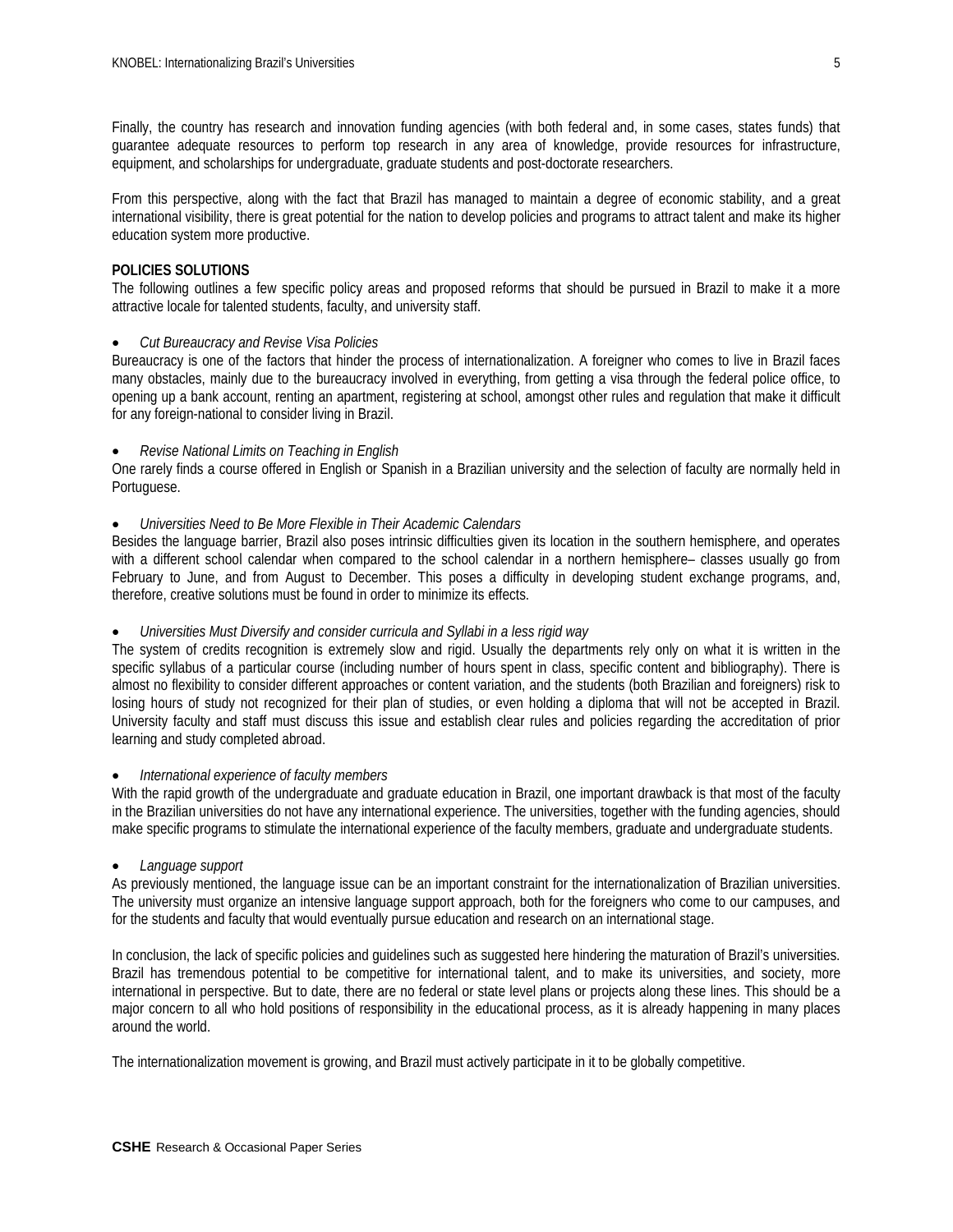Finally, the country has research and innovation funding agencies (with both federal and, in some cases, states funds) that guarantee adequate resources to perform top research in any area of knowledge, provide resources for infrastructure, equipment, and scholarships for undergraduate, graduate students and post-doctorate researchers.

From this perspective, along with the fact that Brazil has managed to maintain a degree of economic stability, and a great international visibility, there is great potential for the nation to develop policies and programs to attract talent and make its higher education system more productive.

**POLICIES SOLUTIONS**

The following outlines a few specific policy areas and proposed reforms that should be pursued in Brazil to make it a more attractive locale for talented students, faculty, and university staff.

- *Cut Bureaucracy and Revise Visa Policies*

Bureaucracy is one of the factors that hinder the process of internationalization. A foreigner who comes to live in Brazil faces many obstacles, mainly due to the bureaucracy involved in everything, from getting a visa through the federal police office, to opening up a bank account, renting an apartment, registering at school, amongst other rules and regulation that make it difficult for any foreign-national to consider living in Brazil.

- *Revise National Limits on Teaching in English*

One rarely finds a course offered in English or Spanish in a Brazilian university and the selection of faculty are normally held in Portuguese.

- *Universities Need to Be More Flexible in Their Academic Calendars*

Besides the language barrier, Brazil also poses intrinsic difficulties given its location in the southern hemisphere, and operates with a different school calendar when compared to the school calendar in a northern hemisphere– classes usually go from February to June, and from August to December. This poses a difficulty in developing student exchange programs, and, therefore, creative solutions must be found in order to minimize its effects.

- *Universities Must Diversify and consider curricula and Syllabi in a less rigid way*

The system of credits recognition is extremely slow and rigid. Usually the departments rely only on what it is written in the specific syllabus of a particular course (including number of hours spent in class, specific content and bibliography). There is almost no flexibility to consider different approaches or content variation, and the students (both Brazilian and foreigners) risk to losing hours of study not recognized for their plan of studies, or even holding a diploma that will not be accepted in Brazil. University faculty and staff must discuss this issue and establish clear rules and policies regarding the accreditation of prior learning and study completed abroad.

- *International experience of faculty members*

With the rapid growth of the undergraduate and graduate education in Brazil, one important drawback is that most of the faculty in the Brazilian universities do not have any international experience. The universities, together with the funding agencies, should make specific programs to stimulate the international experience of the faculty members, graduate and undergraduate students.

- *Language support*

As previously mentioned, the language issue can be an important constraint for the internationalization of Brazilian universities. The university must organize an intensive language support approach, both for the foreigners who come to our campuses, and for the students and faculty that would eventually pursue education and research on an international stage.

In conclusion, the lack of specific policies and guidelines such as suggested here hindering the maturation of Brazil's universities. Brazil has tremendous potential to be competitive for international talent, and to make its universities, and society, more international in perspective. But to date, there are no federal or state level plans or projects along these lines. This should be a major concern to all who hold positions of responsibility in the educational process, as it is already happening in many places around the world.

The internationalization movement is growing, and Brazil must actively participate in it to be globally competitive.